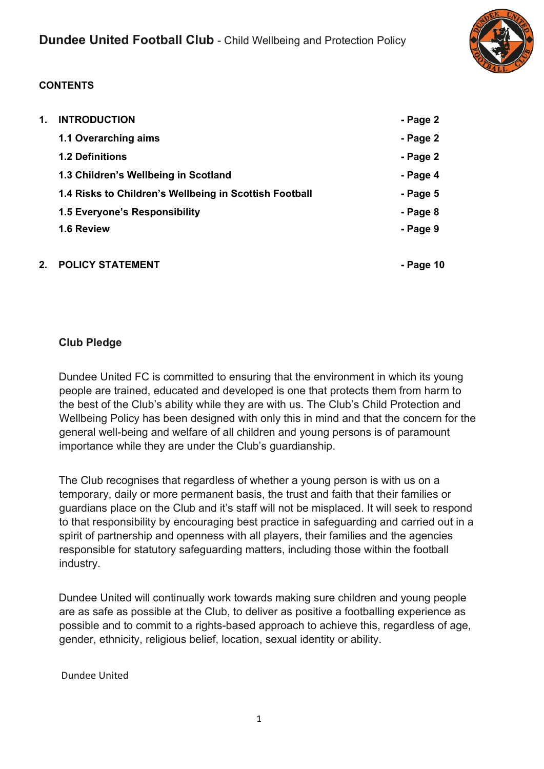# Dundee United Football Club - Child Wellbeing and Protection Policy

**CONTENTS**

| | | |
|---|---|---|
| **1.** | **INTRODUCTION** | **- Page 2** |
| | **1.1 Overarching aims** | **- Page 2** |
| | **1.2 Definitions** | **- Page 2** |
| | **1.3 Children's Wellbeing in Scotland** | **- Page 4** |
| | **1.4 Risks to Children's Wellbeing in Scottish Football** | **- Page 5** |
| | **1.5 Everyone's Responsibility** | **- Page 8** |
| | **1.6 Review** | **- Page 9** |
| **2.** | **POLICY STATEMENT** | **- Page 10** |

## Club Pledge

Dundee United FC is committed to ensuring that the environment in which its young people are trained, educated and developed is one that protects them from harm to the best of the Club's ability while they are with us. The Club's Child Protection and Wellbeing Policy has been designed with only this in mind and that the concern for the general well-being and welfare of all children and young persons is of paramount importance while they are under the Club's guardianship.

The Club recognises that regardless of whether a young person is with us on a temporary, daily or more permanent basis, the trust and faith that their families or guardians place on the Club and it's staff will not be misplaced. It will seek to respond to that responsibility by encouraging best practice in safeguarding and carried out in a spirit of partnership and openness with all players, their families and the agencies responsible for statutory safeguarding matters, including those within the football industry.

Dundee United will continually work towards making sure children and young people are as safe as possible at the Club, to deliver as positive a footballing experience as possible and to commit to a rights-based approach to achieve this, regardless of age, gender, ethnicity, religious belief, location, sexual identity or ability.

Dundee United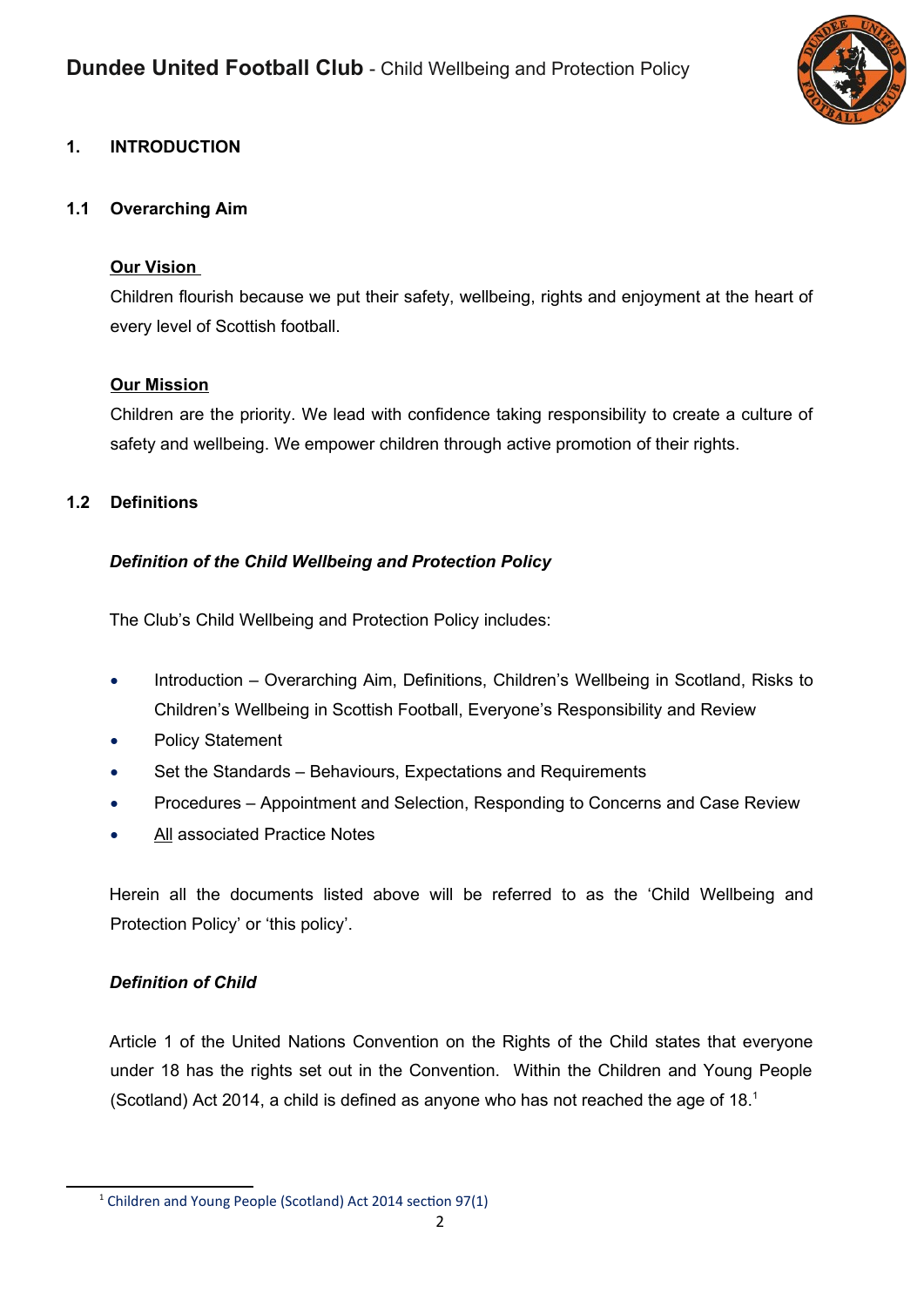## 1. INTRODUCTION

### 1.1 Overarching Aim

**Our Vision**

Children flourish because we put their safety, wellbeing, rights and enjoyment at the heart of every level of Scottish football.

**Our Mission**

Children are the priority. We lead with confidence taking responsibility to create a culture of safety and wellbeing. We empower children through active promotion of their rights.

### 1.2 Definitions

***Definition of the Child Wellbeing and Protection Policy***

The Club's Child Wellbeing and Protection Policy includes:

- Introduction – Overarching Aim, Definitions, Children's Wellbeing in Scotland, Risks to Children's Wellbeing in Scottish Football, Everyone's Responsibility and Review
- Policy Statement
- Set the Standards – Behaviours, Expectations and Requirements
- Procedures – Appointment and Selection, Responding to Concerns and Case Review
- All associated Practice Notes

Herein all the documents listed above will be referred to as the 'Child Wellbeing and Protection Policy' or 'this policy'.

***Definition of Child***

Article 1 of the United Nations Convention on the Rights of the Child states that everyone under 18 has the rights set out in the Convention. Within the Children and Young People (Scotland) Act 2014, a child is defined as anyone who has not reached the age of 18.[1]

[1] Children and Young People (Scotland) Act 2014 section 97(1)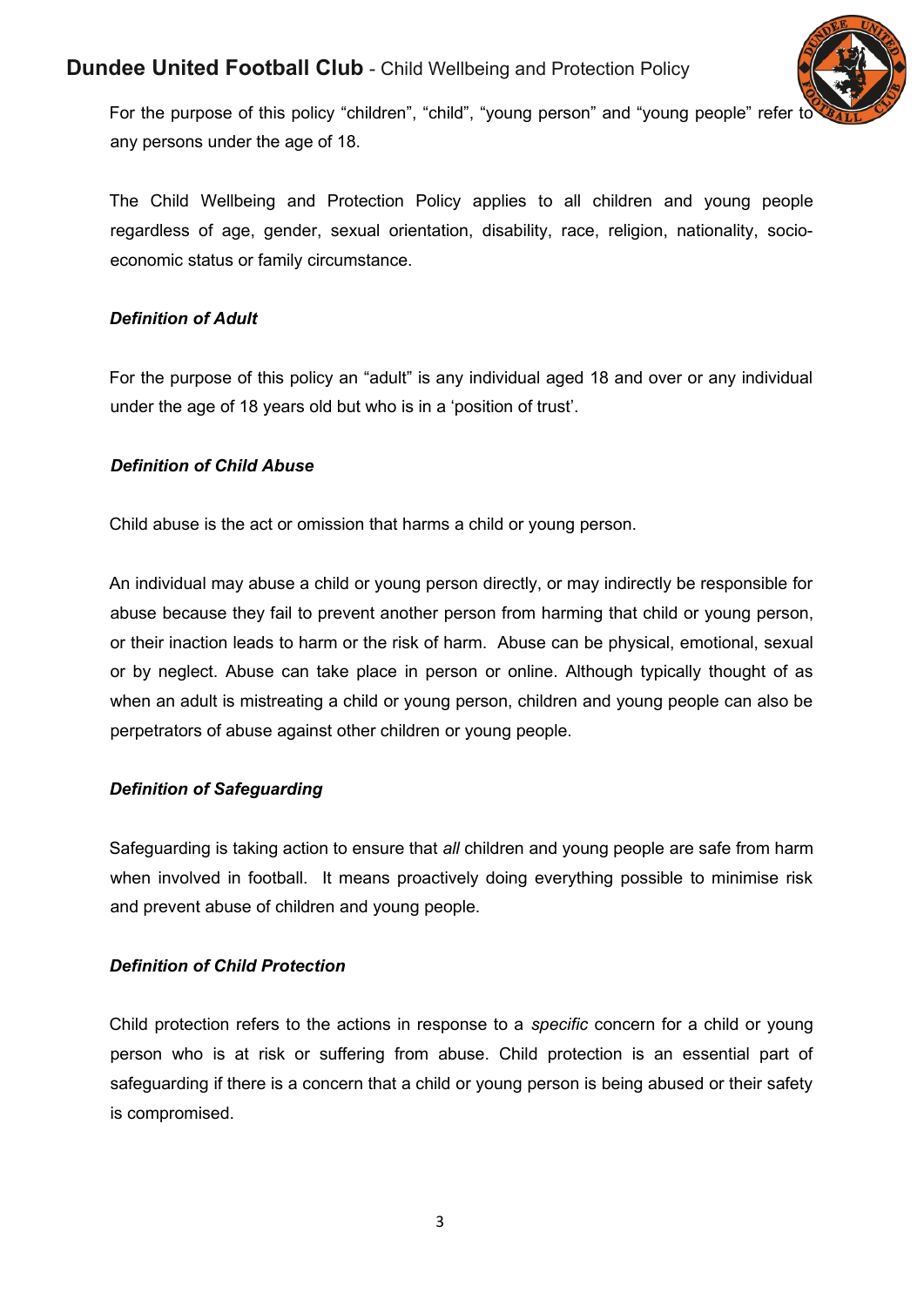For the purpose of this policy "children", "child", "young person" and "young people" refer to any persons under the age of 18.

The Child Wellbeing and Protection Policy applies to all children and young people regardless of age, gender, sexual orientation, disability, race, religion, nationality, socio-economic status or family circumstance.

***Definition of Adult***

For the purpose of this policy an "adult" is any individual aged 18 and over or any individual under the age of 18 years old but who is in a 'position of trust'.

***Definition of Child Abuse***

Child abuse is the act or omission that harms a child or young person.

An individual may abuse a child or young person directly, or may indirectly be responsible for abuse because they fail to prevent another person from harming that child or young person, or their inaction leads to harm or the risk of harm. Abuse can be physical, emotional, sexual or by neglect. Abuse can take place in person or online. Although typically thought of as when an adult is mistreating a child or young person, children and young people can also be perpetrators of abuse against other children or young people.

***Definition of Safeguarding***

Safeguarding is taking action to ensure that *all* children and young people are safe from harm when involved in football. It means proactively doing everything possible to minimise risk and prevent abuse of children and young people.

***Definition of Child Protection***

Child protection refers to the actions in response to a *specific* concern for a child or young person who is at risk or suffering from abuse. Child protection is an essential part of safeguarding if there is a concern that a child or young person is being abused or their safety is compromised.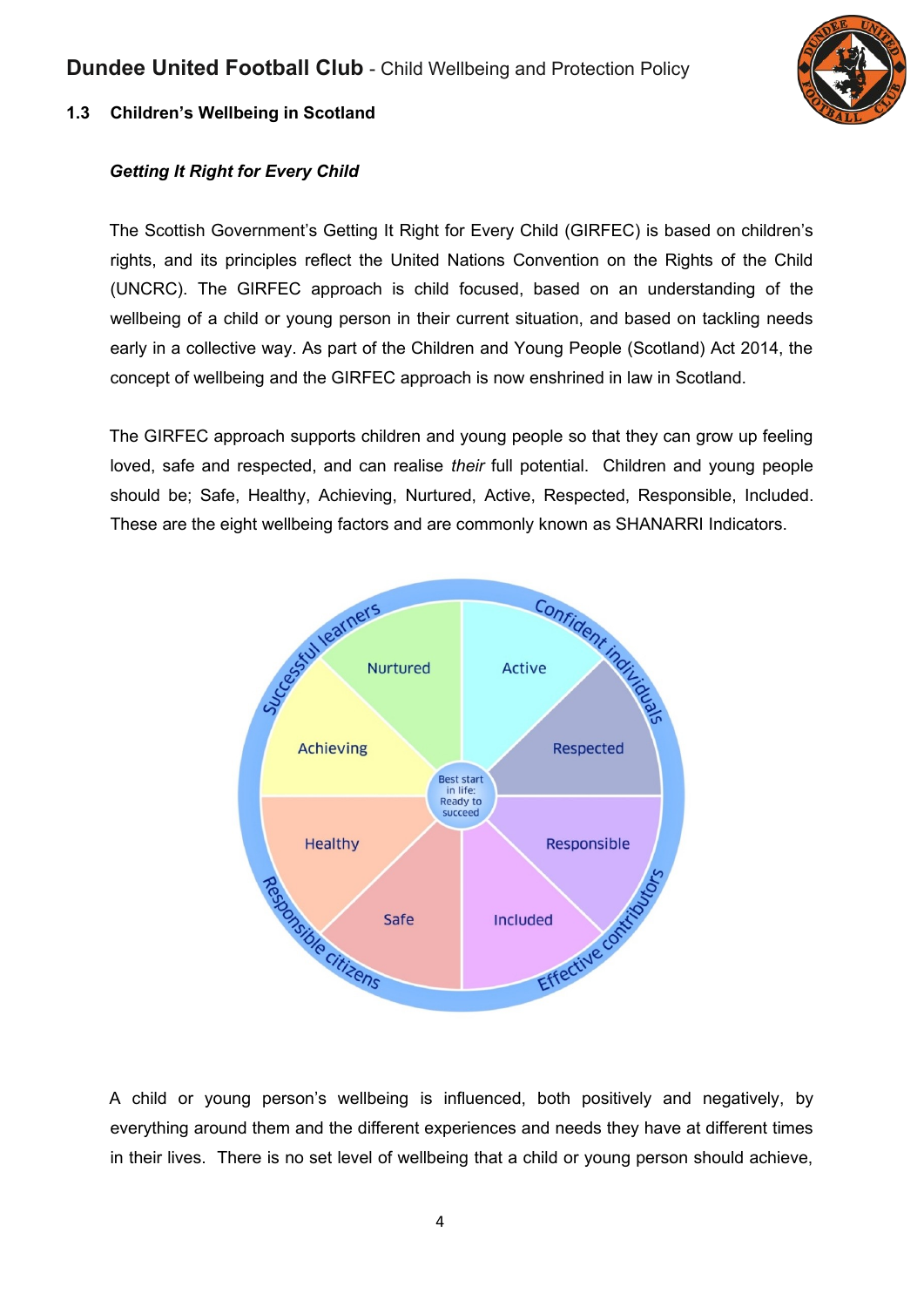## 1.3 Children's Wellbeing in Scotland

***Getting It Right for Every Child***

The Scottish Government's Getting It Right for Every Child (GIRFEC) is based on children's rights, and its principles reflect the United Nations Convention on the Rights of the Child (UNCRC). The GIRFEC approach is child focused, based on an understanding of the wellbeing of a child or young person in their current situation, and based on tackling needs early in a collective way. As part of the Children and Young People (Scotland) Act 2014, the concept of wellbeing and the GIRFEC approach is now enshrined in law in Scotland.

The GIRFEC approach supports children and young people so that they can grow up feeling loved, safe and respected, and can realise *their* full potential. Children and young people should be; Safe, Healthy, Achieving, Nurtured, Active, Respected, Responsible, Included. These are the eight wellbeing factors and are commonly known as SHANARRI Indicators.

A child or young person's wellbeing is influenced, both positively and negatively, by everything around them and the different experiences and needs they have at different times in their lives. There is no set level of wellbeing that a child or young person should achieve,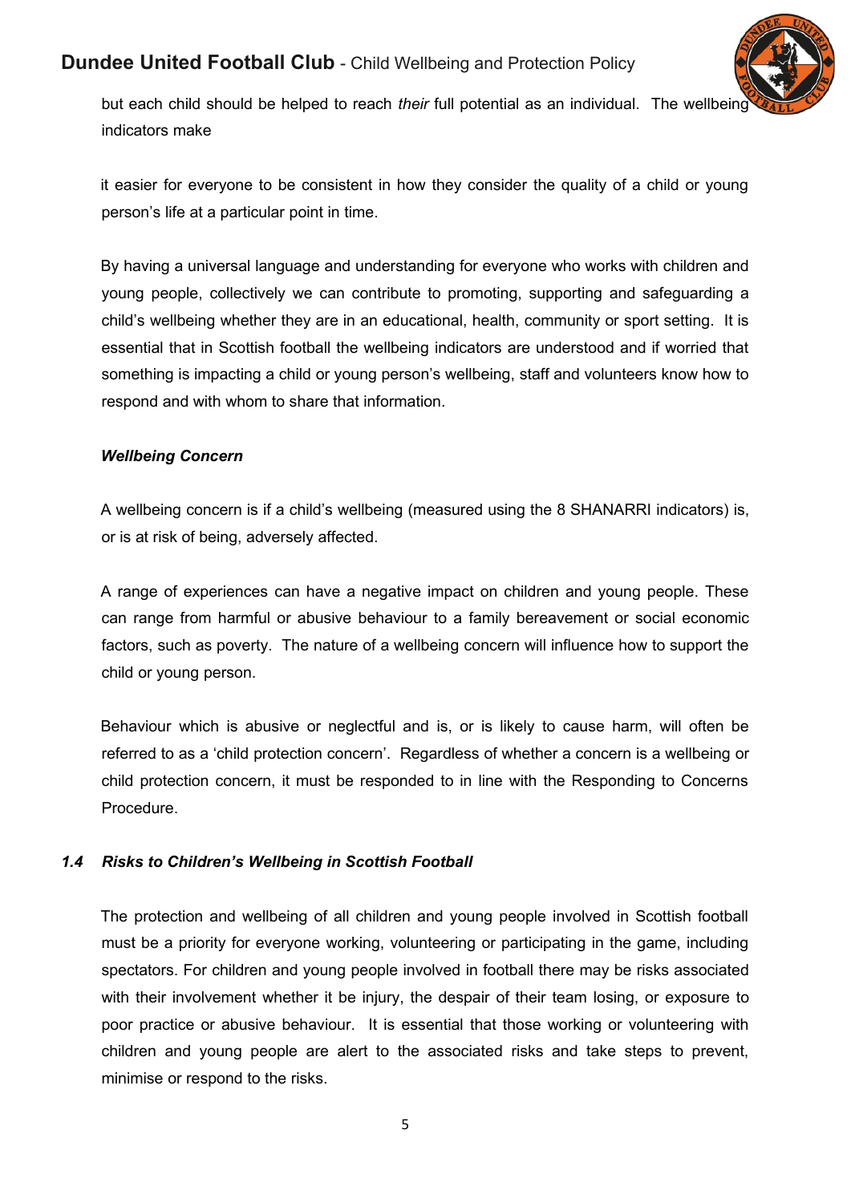but each child should be helped to reach *their* full potential as an individual. The wellbeing indicators make

it easier for everyone to be consistent in how they consider the quality of a child or young person's life at a particular point in time.

By having a universal language and understanding for everyone who works with children and young people, collectively we can contribute to promoting, supporting and safeguarding a child's wellbeing whether they are in an educational, health, community or sport setting. It is essential that in Scottish football the wellbeing indicators are understood and if worried that something is impacting a child or young person's wellbeing, staff and volunteers know how to respond and with whom to share that information.

***Wellbeing Concern***

A wellbeing concern is if a child's wellbeing (measured using the 8 SHANARRI indicators) is, or is at risk of being, adversely affected.

A range of experiences can have a negative impact on children and young people. These can range from harmful or abusive behaviour to a family bereavement or social economic factors, such as poverty. The nature of a wellbeing concern will influence how to support the child or young person.

Behaviour which is abusive or neglectful and is, or is likely to cause harm, will often be referred to as a 'child protection concern'. Regardless of whether a concern is a wellbeing or child protection concern, it must be responded to in line with the Responding to Concerns Procedure.

### ***1.4 Risks to Children's Wellbeing in Scottish Football***

The protection and wellbeing of all children and young people involved in Scottish football must be a priority for everyone working, volunteering or participating in the game, including spectators. For children and young people involved in football there may be risks associated with their involvement whether it be injury, the despair of their team losing, or exposure to poor practice or abusive behaviour. It is essential that those working or volunteering with children and young people are alert to the associated risks and take steps to prevent, minimise or respond to the risks.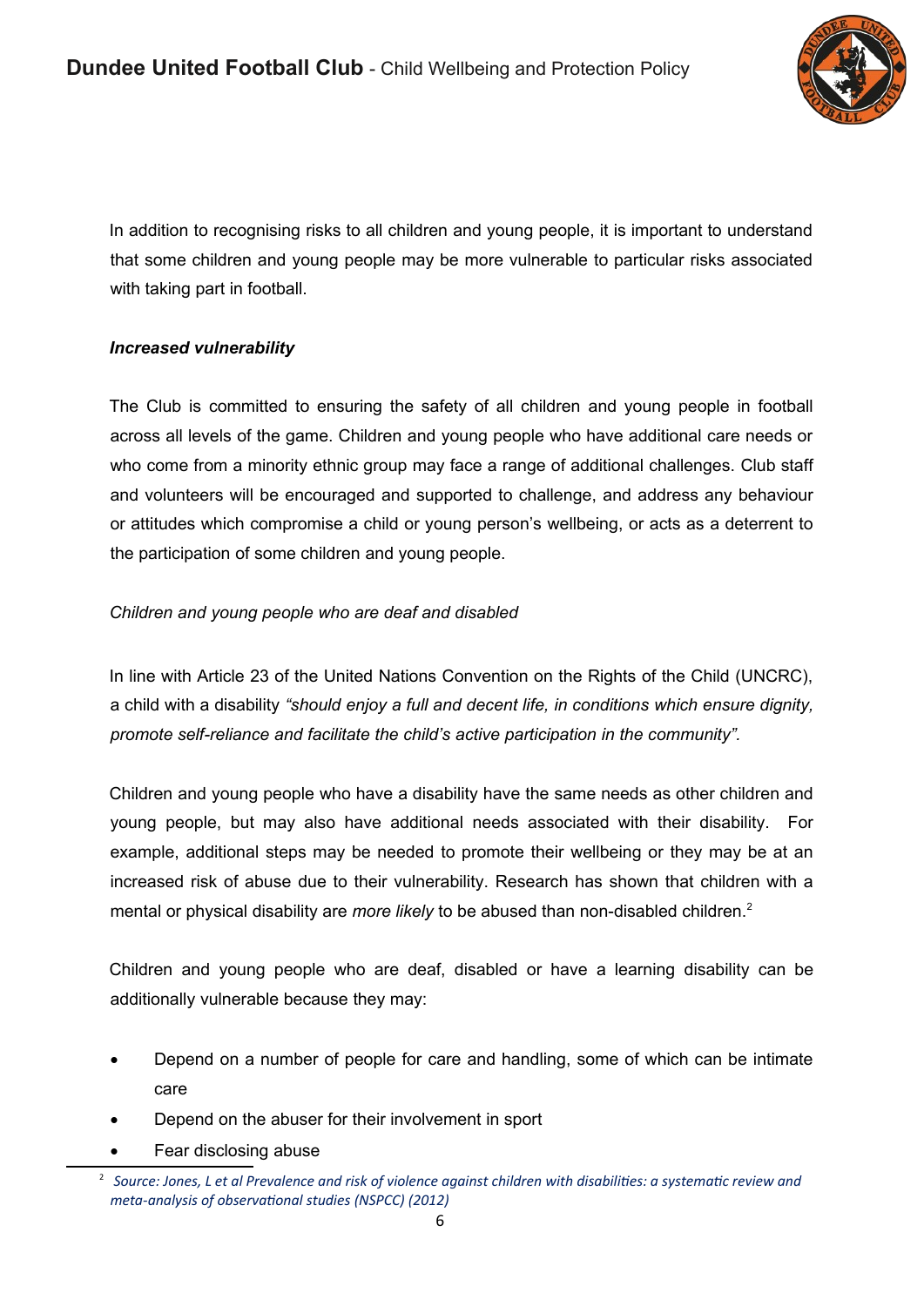In addition to recognising risks to all children and young people, it is important to understand that some children and young people may be more vulnerable to particular risks associated with taking part in football.

***Increased vulnerability***

The Club is committed to ensuring the safety of all children and young people in football across all levels of the game. Children and young people who have additional care needs or who come from a minority ethnic group may face a range of additional challenges. Club staff and volunteers will be encouraged and supported to challenge, and address any behaviour or attitudes which compromise a child or young person's wellbeing, or acts as a deterrent to the participation of some children and young people.

*Children and young people who are deaf and disabled*

In line with Article 23 of the United Nations Convention on the Rights of the Child (UNCRC), a child with a disability *"should enjoy a full and decent life, in conditions which ensure dignity, promote self-reliance and facilitate the child's active participation in the community".*

Children and young people who have a disability have the same needs as other children and young people, but may also have additional needs associated with their disability. For example, additional steps may be needed to promote their wellbeing or they may be at an increased risk of abuse due to their vulnerability. Research has shown that children with a mental or physical disability are *more likely* to be abused than non-disabled children.[2]

Children and young people who are deaf, disabled or have a learning disability can be additionally vulnerable because they may:

- Depend on a number of people for care and handling, some of which can be intimate care
- Depend on the abuser for their involvement in sport
- Fear disclosing abuse

[2] *Source: Jones, L et al Prevalence and risk of violence against children with disabilities: a systematic review and meta-analysis of observational studies (NSPCC) (2012)*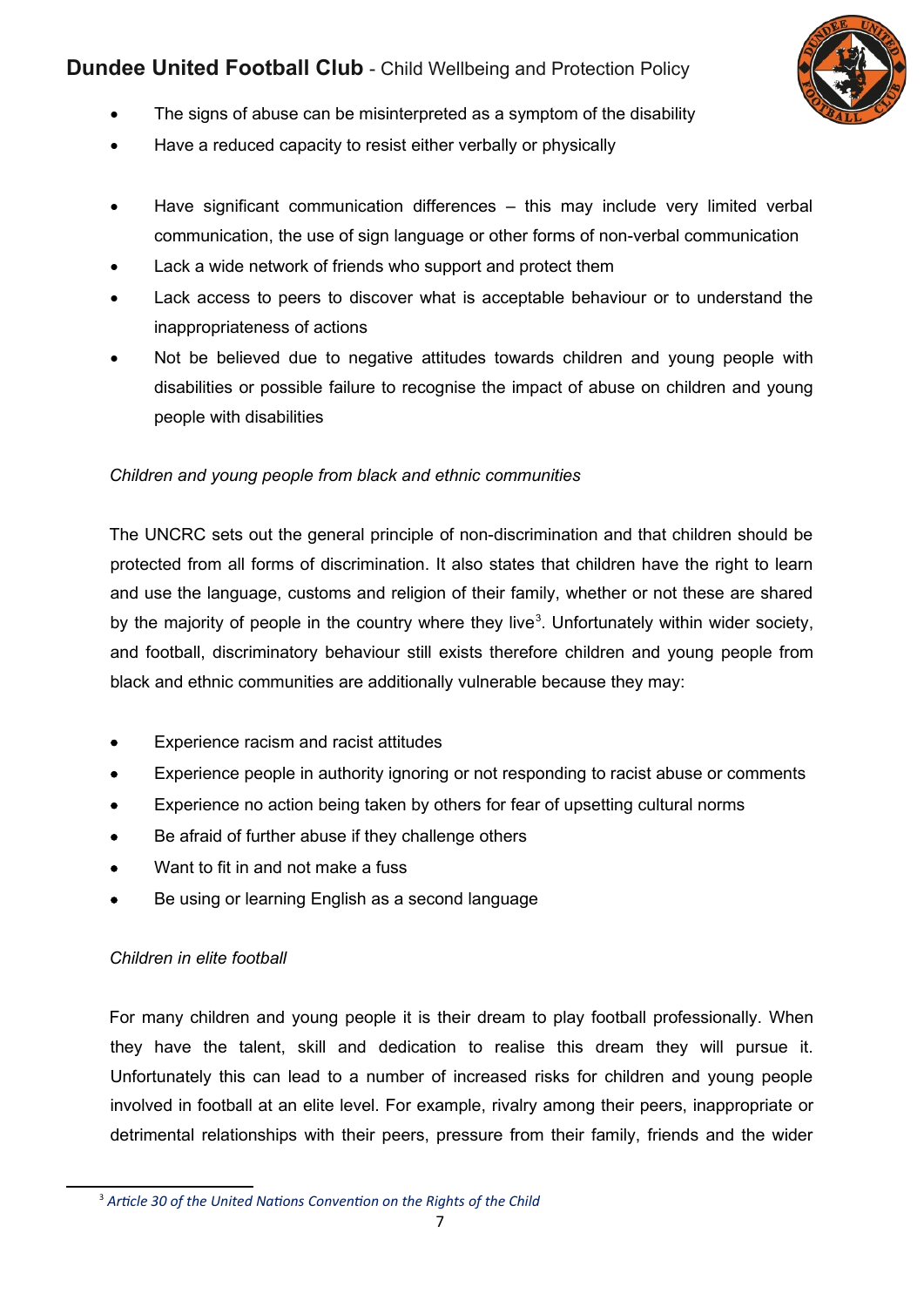- The signs of abuse can be misinterpreted as a symptom of the disability
- Have a reduced capacity to resist either verbally or physically

- Have significant communication differences – this may include very limited verbal communication, the use of sign language or other forms of non-verbal communication
- Lack a wide network of friends who support and protect them
- Lack access to peers to discover what is acceptable behaviour or to understand the inappropriateness of actions
- Not be believed due to negative attitudes towards children and young people with disabilities or possible failure to recognise the impact of abuse on children and young people with disabilities

*Children and young people from black and ethnic communities*

The UNCRC sets out the general principle of non-discrimination and that children should be protected from all forms of discrimination. It also states that children have the right to learn and use the language, customs and religion of their family, whether or not these are shared by the majority of people in the country where they live[3]. Unfortunately within wider society, and football, discriminatory behaviour still exists therefore children and young people from black and ethnic communities are additionally vulnerable because they may:

- Experience racism and racist attitudes
- Experience people in authority ignoring or not responding to racist abuse or comments
- Experience no action being taken by others for fear of upsetting cultural norms
- Be afraid of further abuse if they challenge others
- Want to fit in and not make a fuss
- Be using or learning English as a second language

*Children in elite football*

For many children and young people it is their dream to play football professionally. When they have the talent, skill and dedication to realise this dream they will pursue it. Unfortunately this can lead to a number of increased risks for children and young people involved in football at an elite level. For example, rivalry among their peers, inappropriate or detrimental relationships with their peers, pressure from their family, friends and the wider

[3] *Article 30 of the United Nations Convention on the Rights of the Child*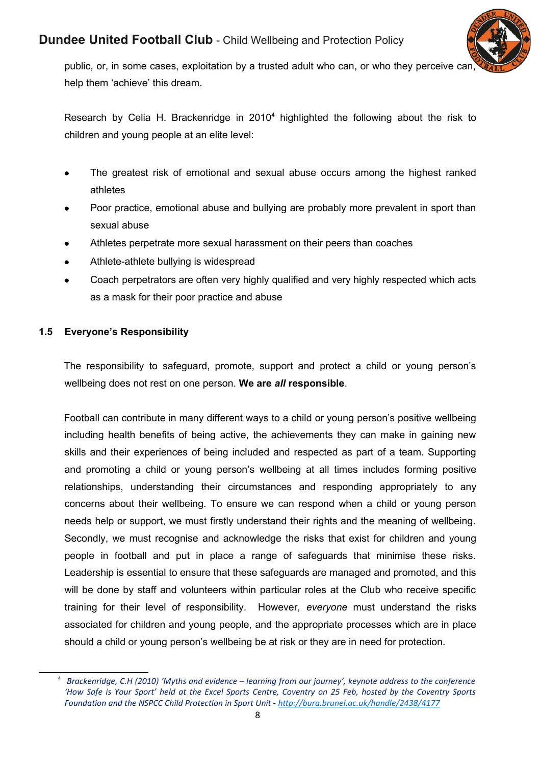public, or, in some cases, exploitation by a trusted adult who can, or who they perceive can, help them 'achieve' this dream.

Research by Celia H. Brackenridge in 2010[4] highlighted the following about the risk to children and young people at an elite level:

- The greatest risk of emotional and sexual abuse occurs among the highest ranked athletes
- Poor practice, emotional abuse and bullying are probably more prevalent in sport than sexual abuse
- Athletes perpetrate more sexual harassment on their peers than coaches
- Athlete-athlete bullying is widespread
- Coach perpetrators are often very highly qualified and very highly respected which acts as a mask for their poor practice and abuse

### 1.5 Everyone's Responsibility

The responsibility to safeguard, promote, support and protect a child or young person's wellbeing does not rest on one person. **We are *all* responsible**.

Football can contribute in many different ways to a child or young person's positive wellbeing including health benefits of being active, the achievements they can make in gaining new skills and their experiences of being included and respected as part of a team. Supporting and promoting a child or young person's wellbeing at all times includes forming positive relationships, understanding their circumstances and responding appropriately to any concerns about their wellbeing. To ensure we can respond when a child or young person needs help or support, we must firstly understand their rights and the meaning of wellbeing. Secondly, we must recognise and acknowledge the risks that exist for children and young people in football and put in place a range of safeguards that minimise these risks. Leadership is essential to ensure that these safeguards are managed and promoted, and this will be done by staff and volunteers within particular roles at the Club who receive specific training for their level of responsibility. However, *everyone* must understand the risks associated for children and young people, and the appropriate processes which are in place should a child or young person's wellbeing be at risk or they are in need for protection.

---

[4] *Brackenridge, C.H (2010) 'Myths and evidence – learning from our journey', keynote address to the conference 'How Safe is Your Sport' held at the Excel Sports Centre, Coventry on 25 Feb, hosted by the Coventry Sports Foundation and the NSPCC Child Protection in Sport Unit - http://bura.brunel.ac.uk/handle/2438/4177*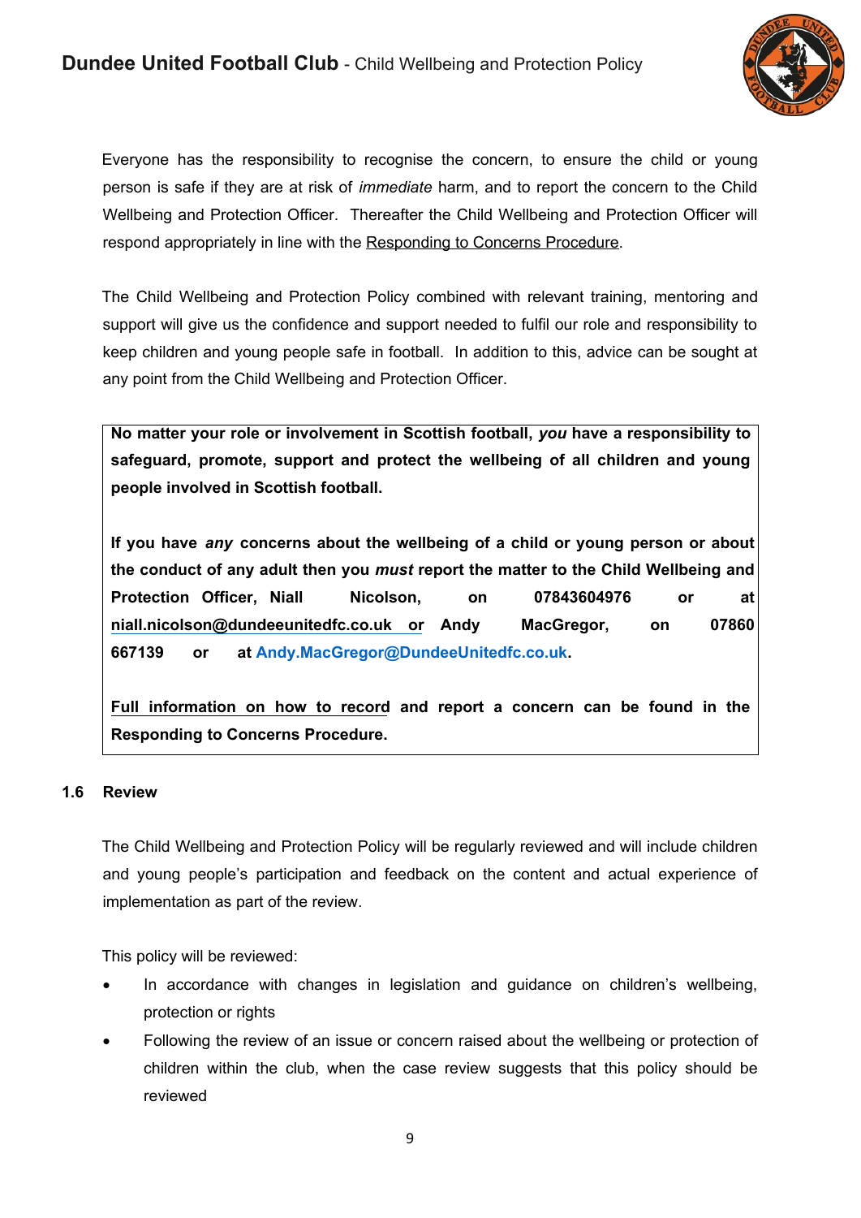Everyone has the responsibility to recognise the concern, to ensure the child or young person is safe if they are at risk of *immediate* harm, and to report the concern to the Child Wellbeing and Protection Officer. Thereafter the Child Wellbeing and Protection Officer will respond appropriately in line with the Responding to Concerns Procedure.

The Child Wellbeing and Protection Policy combined with relevant training, mentoring and support will give us the confidence and support needed to fulfil our role and responsibility to keep children and young people safe in football. In addition to this, advice can be sought at any point from the Child Wellbeing and Protection Officer.

**No matter your role or involvement in Scottish football, *you* have a responsibility to safeguard, promote, support and protect the wellbeing of all children and young people involved in Scottish football.**

**If you have *any* concerns about the wellbeing of a child or young person or about the conduct of any adult then you *must* report the matter to the Child Wellbeing and Protection Officer, Niall Nicolson, on 07843604976 or at niall.nicolson@dundeeunitedfc.co.uk or Andy MacGregor, on 07860 667139 or at Andy.MacGregor@DundeeUnitedfc.co.uk.**

**Full information on how to record and report a concern can be found in the Responding to Concerns Procedure.**

### 1.6 Review

The Child Wellbeing and Protection Policy will be regularly reviewed and will include children and young people's participation and feedback on the content and actual experience of implementation as part of the review.

This policy will be reviewed:

- In accordance with changes in legislation and guidance on children's wellbeing, protection or rights
- Following the review of an issue or concern raised about the wellbeing or protection of children within the club, when the case review suggests that this policy should be reviewed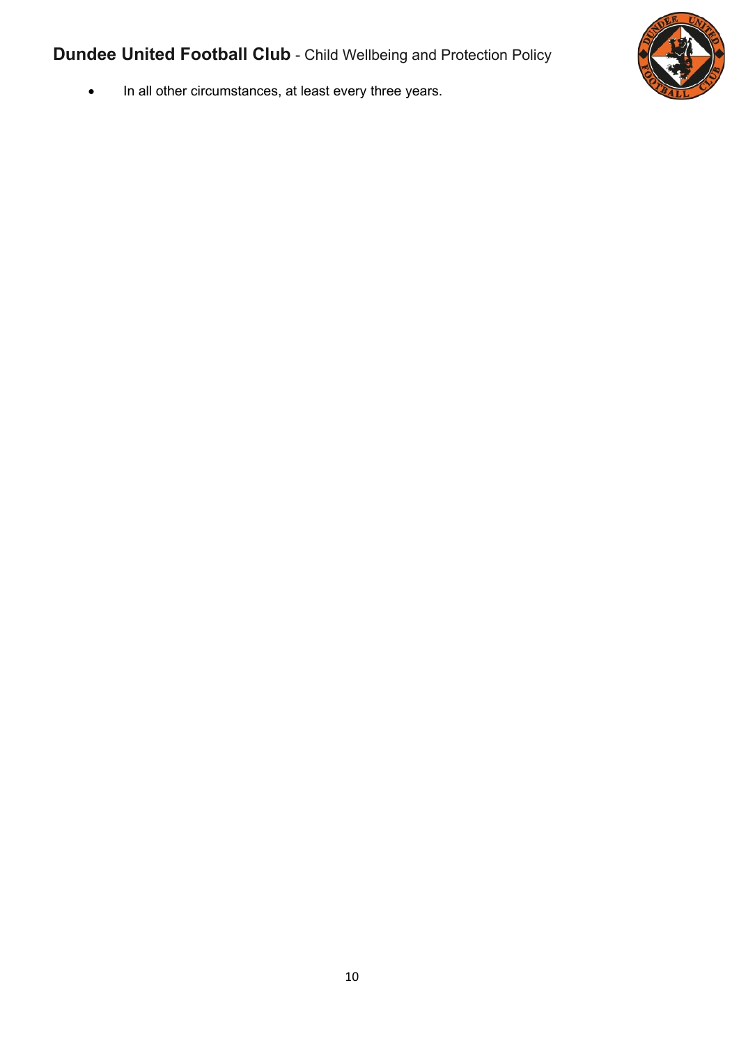- In all other circumstances, at least every three years.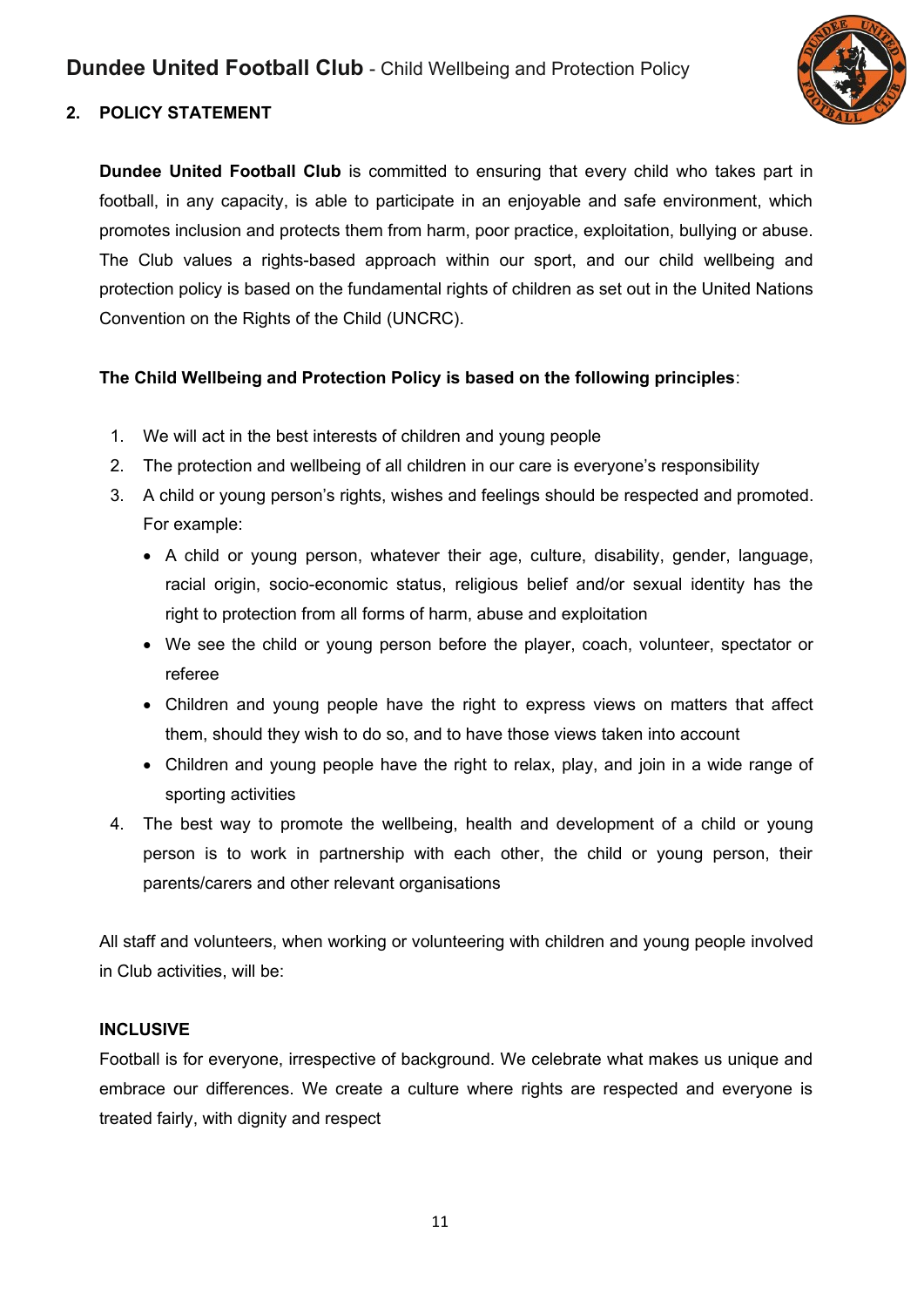## 2. POLICY STATEMENT

**Dundee United Football Club** is committed to ensuring that every child who takes part in football, in any capacity, is able to participate in an enjoyable and safe environment, which promotes inclusion and protects them from harm, poor practice, exploitation, bullying or abuse. The Club values a rights-based approach within our sport, and our child wellbeing and protection policy is based on the fundamental rights of children as set out in the United Nations Convention on the Rights of the Child (UNCRC).

**The Child Wellbeing and Protection Policy is based on the following principles**:

1. We will act in the best interests of children and young people
2. The protection and wellbeing of all children in our care is everyone's responsibility
3. A child or young person's rights, wishes and feelings should be respected and promoted. For example:
   - A child or young person, whatever their age, culture, disability, gender, language, racial origin, socio-economic status, religious belief and/or sexual identity has the right to protection from all forms of harm, abuse and exploitation
   - We see the child or young person before the player, coach, volunteer, spectator or referee
   - Children and young people have the right to express views on matters that affect them, should they wish to do so, and to have those views taken into account
   - Children and young people have the right to relax, play, and join in a wide range of sporting activities
4. The best way to promote the wellbeing, health and development of a child or young person is to work in partnership with each other, the child or young person, their parents/carers and other relevant organisations

All staff and volunteers, when working or volunteering with children and young people involved in Club activities, will be:

**INCLUSIVE**

Football is for everyone, irrespective of background. We celebrate what makes us unique and embrace our differences. We create a culture where rights are respected and everyone is treated fairly, with dignity and respect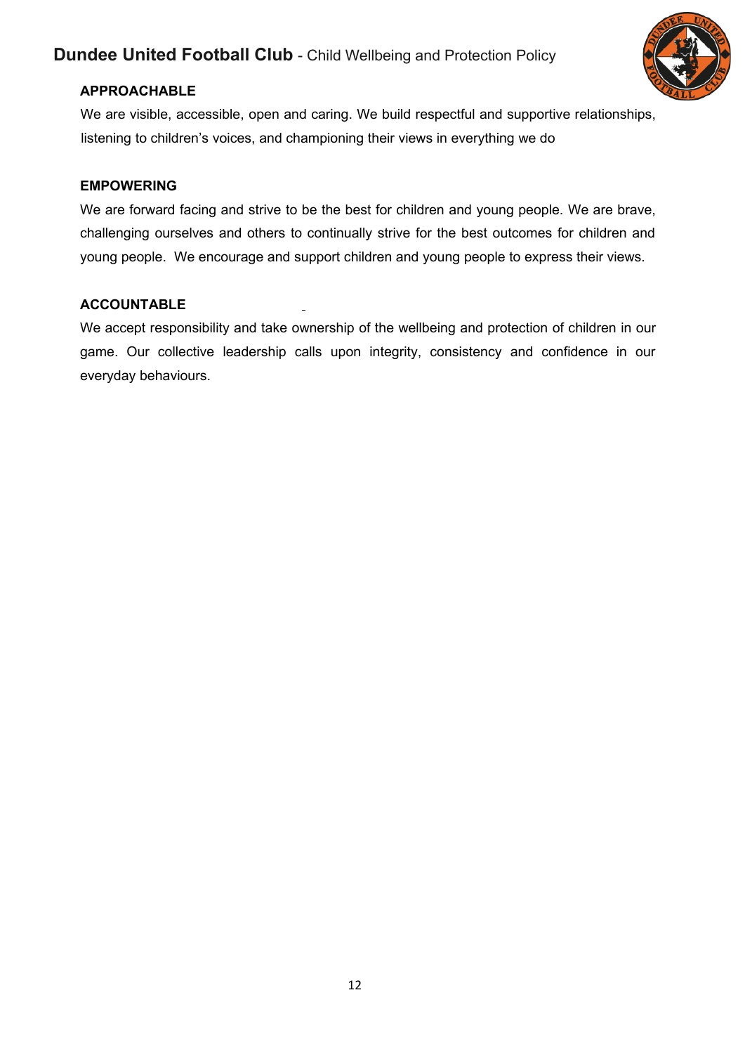**APPROACHABLE**

We are visible, accessible, open and caring. We build respectful and supportive relationships, listening to children's voices, and championing their views in everything we do

**EMPOWERING**

We are forward facing and strive to be the best for children and young people. We are brave, challenging ourselves and others to continually strive for the best outcomes for children and young people. We encourage and support children and young people to express their views.

**ACCOUNTABLE**

We accept responsibility and take ownership of the wellbeing and protection of children in our game. Our collective leadership calls upon integrity, consistency and confidence in our everyday behaviours.